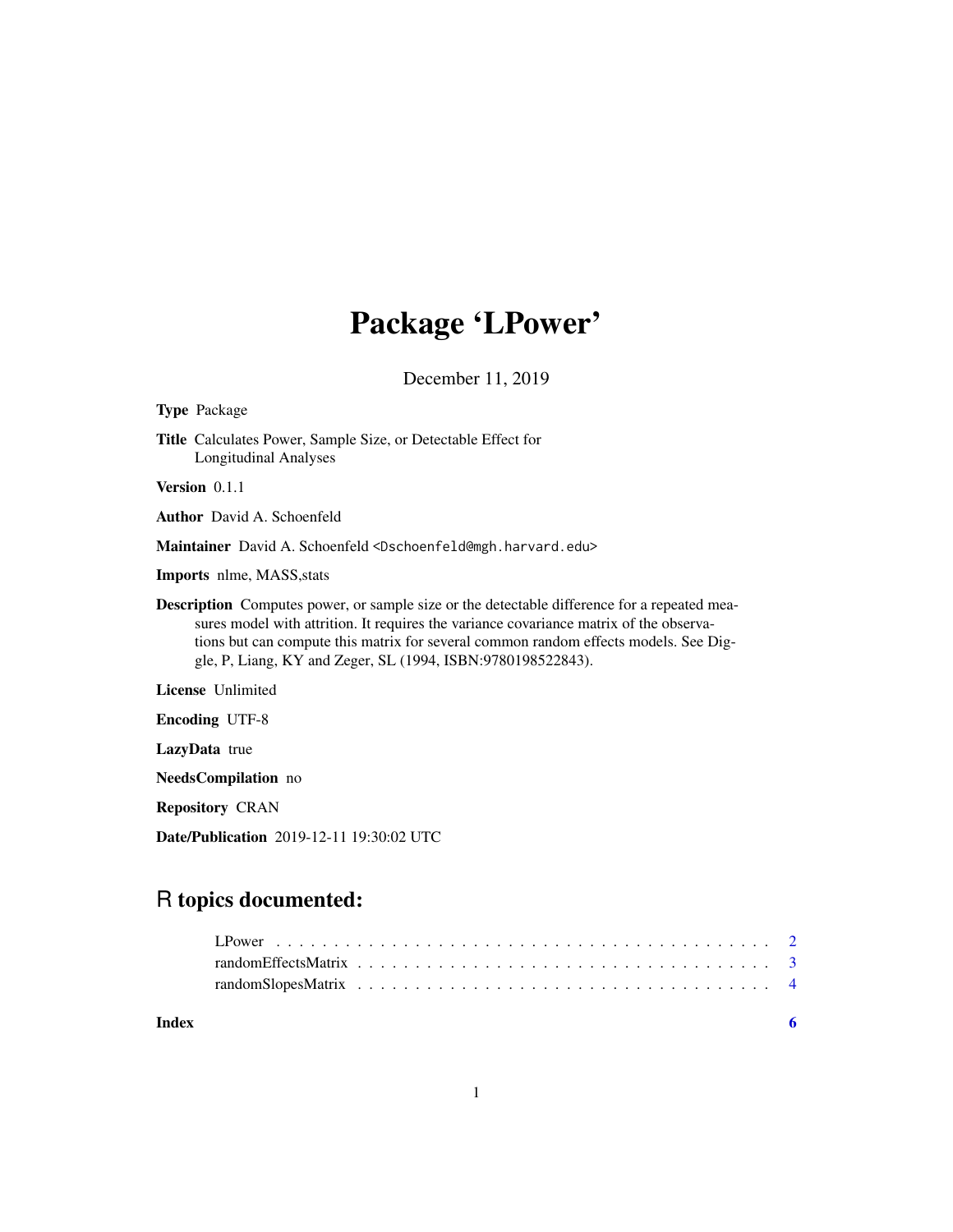# Package 'LPower'

December 11, 2019

**Type** Package

**Title** Calculates Power, Sample Size, or Detectable Effect for Longitudinal Analyses

**Version** 0.1.1

**Author** David A. Schoenfeld

**Maintainer** David A. Schoenfeld <Dschoenfeld@mgh.harvard.edu>

**Imports** nlme, MASS,stats

**Description** Computes power, or sample size or the detectable difference for a repeated measures model with attrition. It requires the variance covariance matrix of the observations but can compute this matrix for several common random effects models. See Diggle, P, Liang, KY and Zeger, SL (1994, ISBN:9780198522843).

**License** Unlimited

**Encoding** UTF-8

**LazyData** true

**NeedsCompilation** no

**Repository** CRAN

**Date/Publication** 2019-12-11 19:30:02 UTC

## R topics documented:

- LPower . . . . . . . . . . . . . . . . . . . . . . . . . . . . . . . . . . . . . . . . . . 2
- randomEffectsMatrix . . . . . . . . . . . . . . . . . . . . . . . . . . . . . . . . . . . 3
- randomSlopesMatrix . . . . . . . . . . . . . . . . . . . . . . . . . . . . . . . . . . . 4

**Index** 6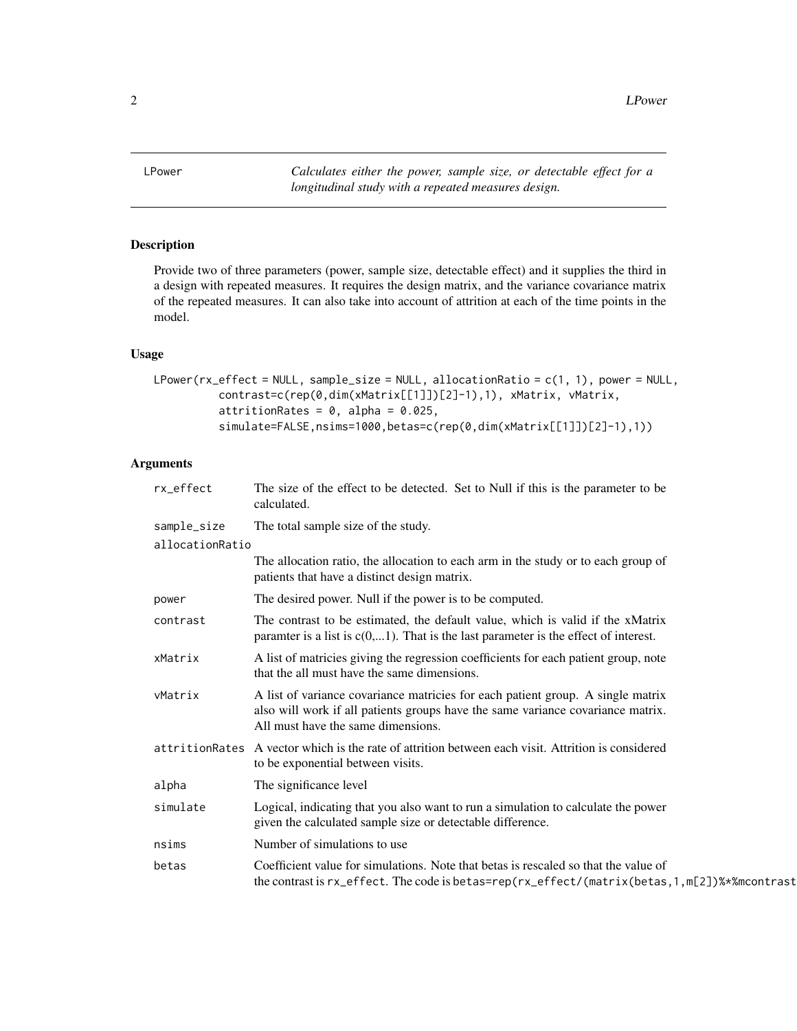# LPower

*Calculates either the power, sample size, or detectable effect for a longitudinal study with a repeated measures design.*

## Description

Provide two of three parameters (power, sample size, detectable effect) and it supplies the third in a design with repeated measures. It requires the design matrix, and the variance covariance matrix of the repeated measures. It can also take into account of attrition at each of the time points in the model.

## Usage

```
LPower(rx_effect = NULL, sample_size = NULL, allocationRatio = c(1, 1), power = NULL,
       contrast=c(rep(0,dim(xMatrix[[1]])[2]-1),1), xMatrix, vMatrix,
       attritionRates = 0, alpha = 0.025,
       simulate=FALSE,nsims=1000,betas=c(rep(0,dim(xMatrix[[1]])[2]-1),1))
```

## Arguments

| | |
|---|---|
| rx_effect | The size of the effect to be detected. Set to Null if this is the parameter to be calculated. |
| sample_size | The total sample size of the study. |
| allocationRatio | The allocation ratio, the allocation to each arm in the study or to each group of patients that have a distinct design matrix. |
| power | The desired power. Null if the power is to be computed. |
| contrast | The contrast to be estimated, the default value, which is valid if the xMatrix paramter is a list is c(0,...1). That is the last parameter is the effect of interest. |
| xMatrix | A list of matricies giving the regression coefficients for each patient group, note that the all must have the same dimensions. |
| vMatrix | A list of variance covariance matricies for each patient group. A single matrix also will work if all patients groups have the same variance covariance matrix. All must have the same dimensions. |
| attritionRates | A vector which is the rate of attrition between each visit. Attrition is considered to be exponential between visits. |
| alpha | The significance level |
| simulate | Logical, indicating that you also want to run a simulation to calculate the power given the calculated sample size or detectable difference. |
| nsims | Number of simulations to use |
| betas | Coefficient value for simulations. Note that betas is rescaled so that the value of the contrast is `rx_effect`. The code is `betas=rep(rx_effect/(matrix(betas,1,m[2])%*%mcontrast` |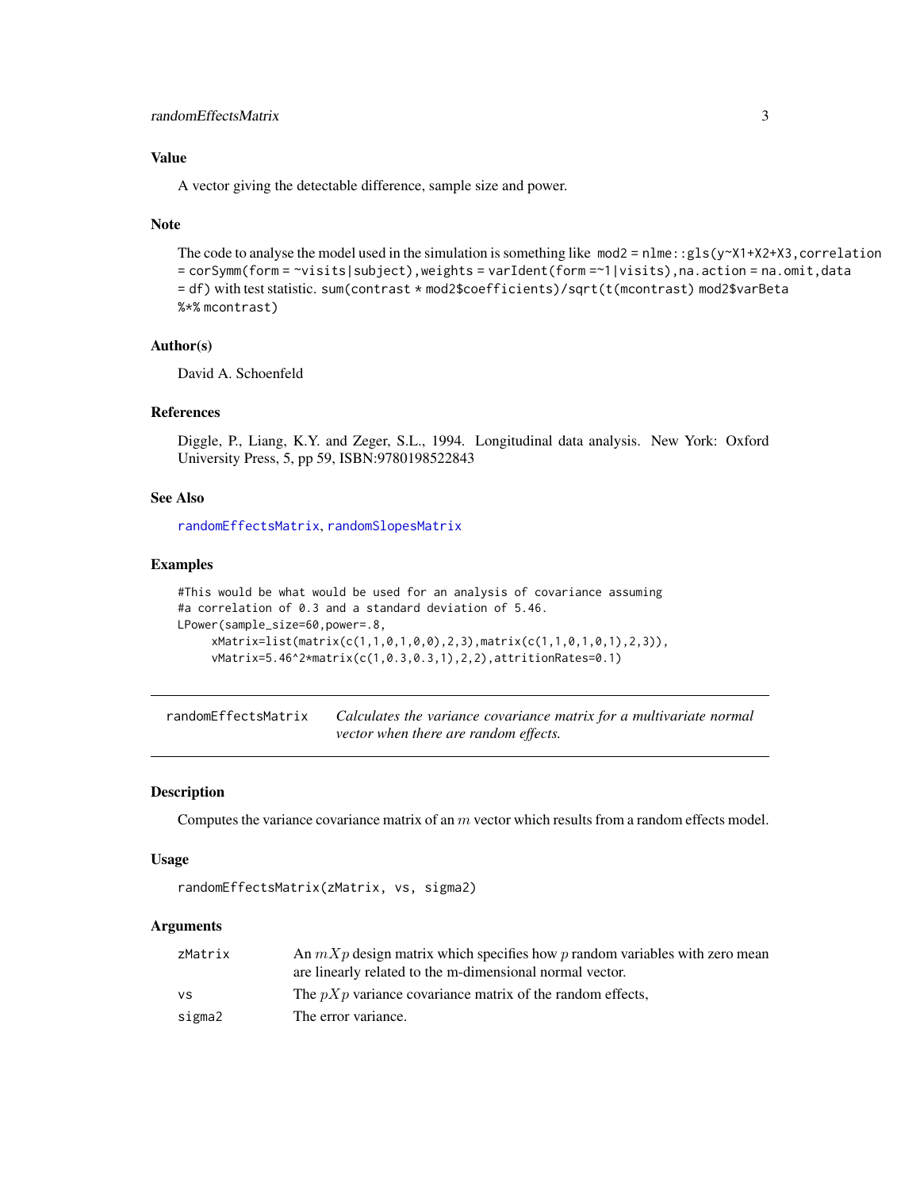## Value

A vector giving the detectable difference, sample size and power.

## Note

The code to analyse the model used in the simulation is something like `mod2 = nlme::gls(y~X1+X2+X3,correlation = corSymm(form = ~visits|subject),weights = varIdent(form =~1|visits),na.action = na.omit,data = df)` with test statistic. `sum(contrast * mod2$coefficients)/sqrt(t(mcontrast) mod2$varBeta %*% mcontrast)`

## Author(s)

David A. Schoenfeld

## References

Diggle, P., Liang, K.Y. and Zeger, S.L., 1994. Longitudinal data analysis. New York: Oxford University Press, 5, pp 59, ISBN:9780198522843

## See Also

randomEffectsMatrix, randomSlopesMatrix

## Examples

```
#This would be what would be used for an analysis of covariance assuming
#a correlation of 0.3 and a standard deviation of 5.46.
LPower(sample_size=60,power=.8,
     xMatrix=list(matrix(c(1,1,0,1,0,0),2,3),matrix(c(1,1,0,1,0,1),2,3)),
     vMatrix=5.46^2*matrix(c(1,0.3,0.3,1),2,2),attritionRates=0.1)
```

---

# randomEffectsMatrix — *Calculates the variance covariance matrix for a multivariate normal vector when there are random effects.*

## Description

Computes the variance covariance matrix of an $m$ vector which results from a random effects model.

## Usage

```
randomEffectsMatrix(zMatrix, vs, sigma2)
```

## Arguments

| | |
|---|---|
| zMatrix | An $mXp$ design matrix which specifies how $p$ random variables with zero mean are linearly related to the m-dimensional normal vector. |
| vs | The $pXp$ variance covariance matrix of the random effects, |
| sigma2 | The error variance. |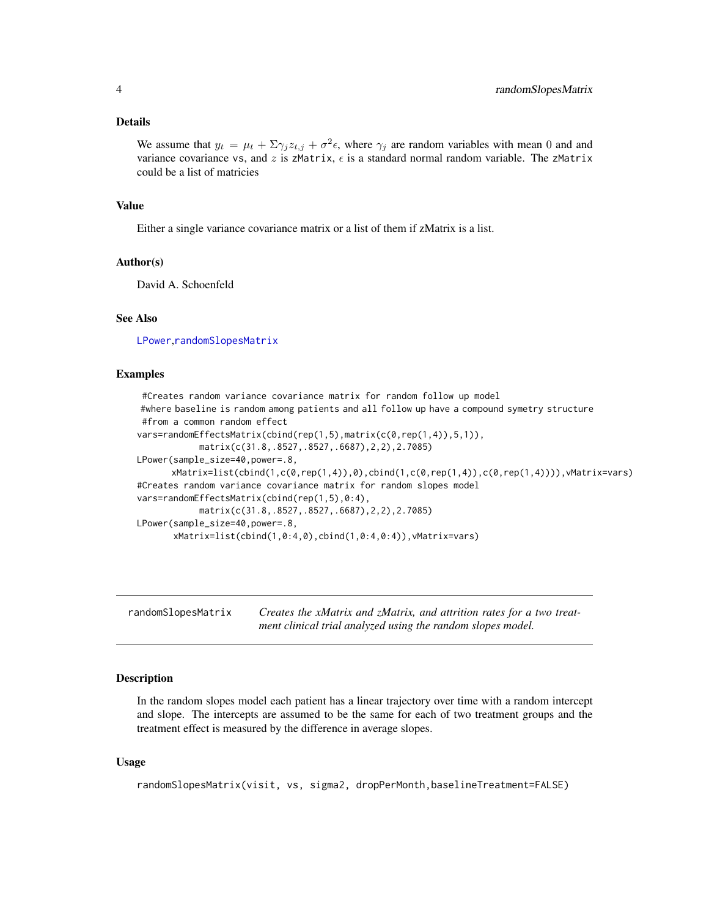### Details

We assume that $y_t = \mu_t + \Sigma\gamma_j z_{t,j} + \sigma^2\epsilon$, where $\gamma_j$ are random variables with mean 0 and and variance covariance vs, and $z$ is zMatrix, $\epsilon$ is a standard normal random variable. The zMatrix could be a list of matricies

### Value

Either a single variance covariance matrix or a list of them if zMatrix is a list.

### Author(s)

David A. Schoenfeld

### See Also

LPower, randomSlopesMatrix

### Examples

```
 #Creates random variance covariance matrix for random follow up model
 #where baseline is random among patients and all follow up have a compound symetry structure
 #from a common random effect
vars=randomEffectsMatrix(cbind(rep(1,5),matrix(c(0,rep(1,4)),5,1)),
           matrix(c(31.8,.8527,.8527,.6687),2,2),2.7085)
LPower(sample_size=40,power=.8,
      xMatrix=list(cbind(1,c(0,rep(1,4)),0),cbind(1,c(0,rep(1,4)),c(0,rep(1,4)))),vMatrix=vars)
#Creates random variance covariance matrix for random slopes model
vars=randomEffectsMatrix(cbind(rep(1,5),0:4),
           matrix(c(31.8,.8527,.8527,.6687),2,2),2.7085)
LPower(sample_size=40,power=.8,
       xMatrix=list(cbind(1,0:4,0),cbind(1,0:4,0:4)),vMatrix=vars)
```

---

## randomSlopesMatrix

*Creates the xMatrix and zMatrix, and attrition rates for a two treatment clinical trial analyzed using the random slopes model.*

---

### Description

In the random slopes model each patient has a linear trajectory over time with a random intercept and slope. The intercepts are assumed to be the same for each of two treatment groups and the treatment effect is measured by the difference in average slopes.

### Usage

```
randomSlopesMatrix(visit, vs, sigma2, dropPerMonth,baselineTreatment=FALSE)
```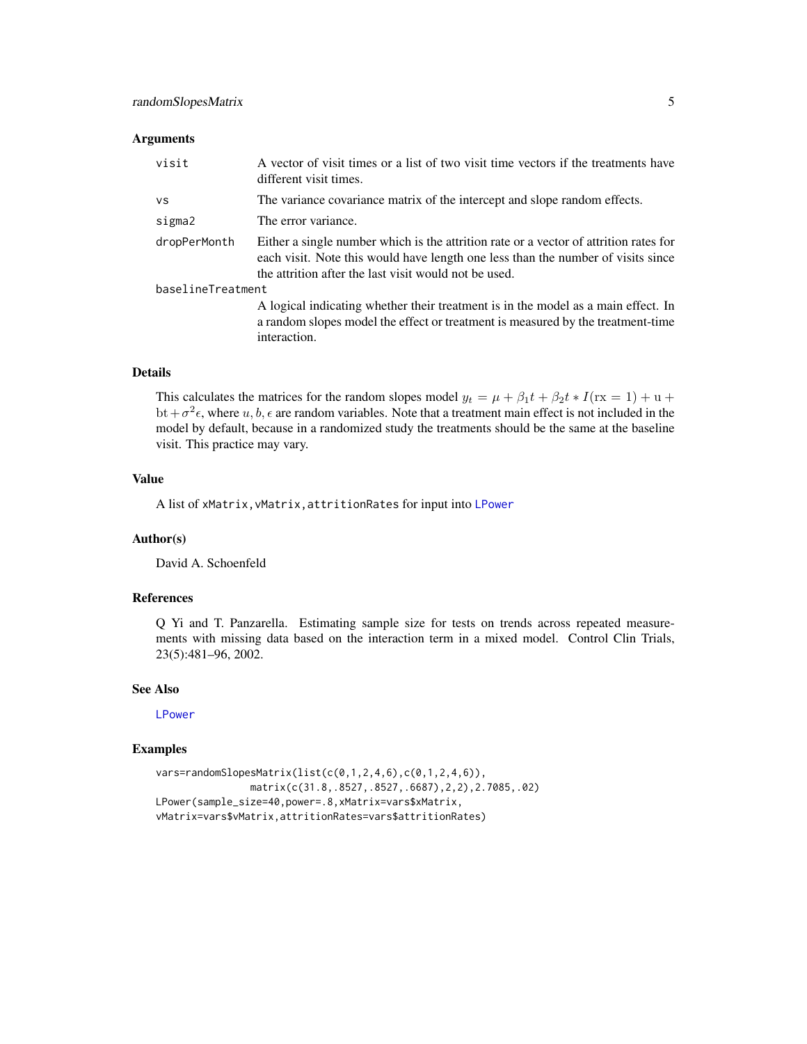### Arguments

| | |
|---|---|
| `visit` | A vector of visit times or a list of two visit time vectors if the treatments have different visit times. |
| `vs` | The variance covariance matrix of the intercept and slope random effects. |
| `sigma2` | The error variance. |
| `dropPerMonth` | Either a single number which is the attrition rate or a vector of attrition rates for each visit. Note this would have length one less than the number of visits since the attrition after the last visit would not be used. |
| `baselineTreatment` | A logical indicating whether their treatment is in the model as a main effect. In a random slopes model the effect or treatment is measured by the treatment-time interaction. |

### Details

This calculates the matrices for the random slopes model $y_t = \mu + \beta_1 t + \beta_2 t * I(\mathrm{rx} = 1) + \mathrm{u} + \mathrm{bt} + \sigma^2\epsilon$, where $u, b, \epsilon$ are random variables. Note that a treatment main effect is not included in the model by default, because in a randomized study the treatments should be the same at the baseline visit. This practice may vary.

### Value

A list of `xMatrix,vMatrix,attritionRates` for input into `LPower`

### Author(s)

David A. Schoenfeld

### References

Q Yi and T. Panzarella. Estimating sample size for tests on trends across repeated measurements with missing data based on the interaction term in a mixed model. Control Clin Trials, 23(5):481–96, 2002.

### See Also

`LPower`

### Examples

```
vars=randomSlopesMatrix(list(c(0,1,2,4,6),c(0,1,2,4,6)),
                matrix(c(31.8,.8527,.8527,.6687),2,2),2.7085,.02)
LPower(sample_size=40,power=.8,xMatrix=vars$xMatrix,
vMatrix=vars$vMatrix,attritionRates=vars$attritionRates)
```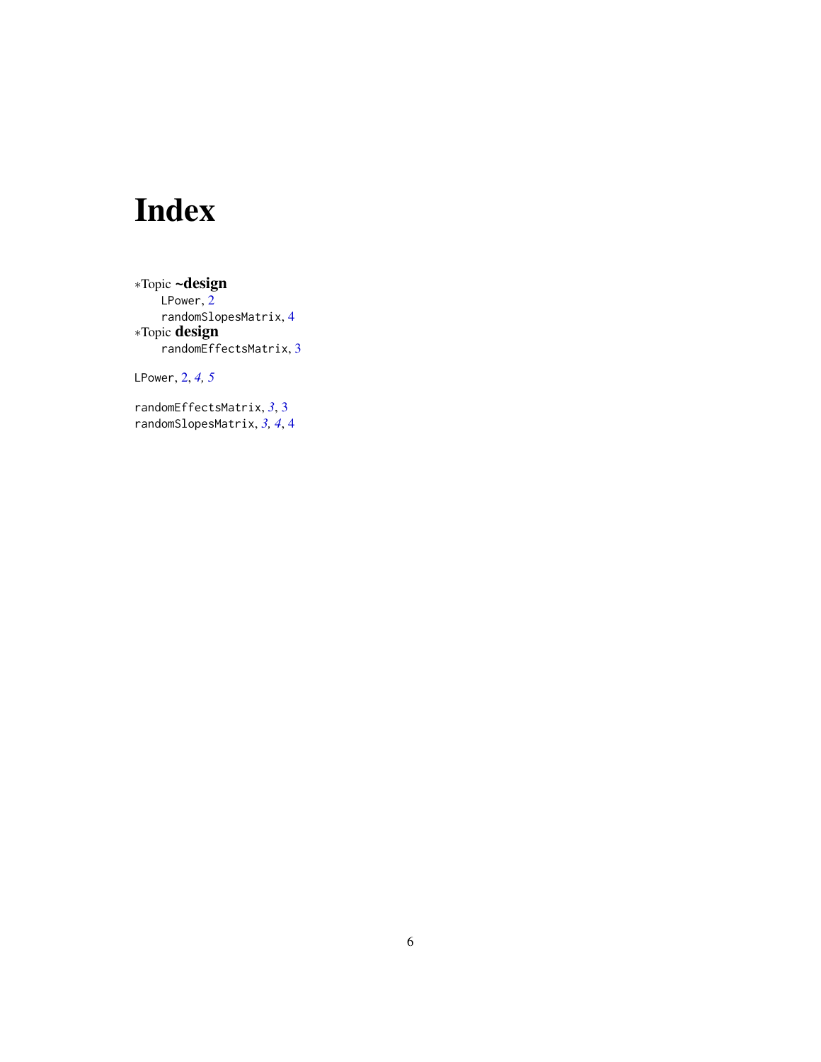# Index

∗Topic **~design**

    LPower, 2
    randomSlopesMatrix, 4

∗Topic **design**

    randomEffectsMatrix, 3

LPower, 2, *4, 5*

randomEffectsMatrix, *3*, 3
randomSlopesMatrix, *3, 4*, 4